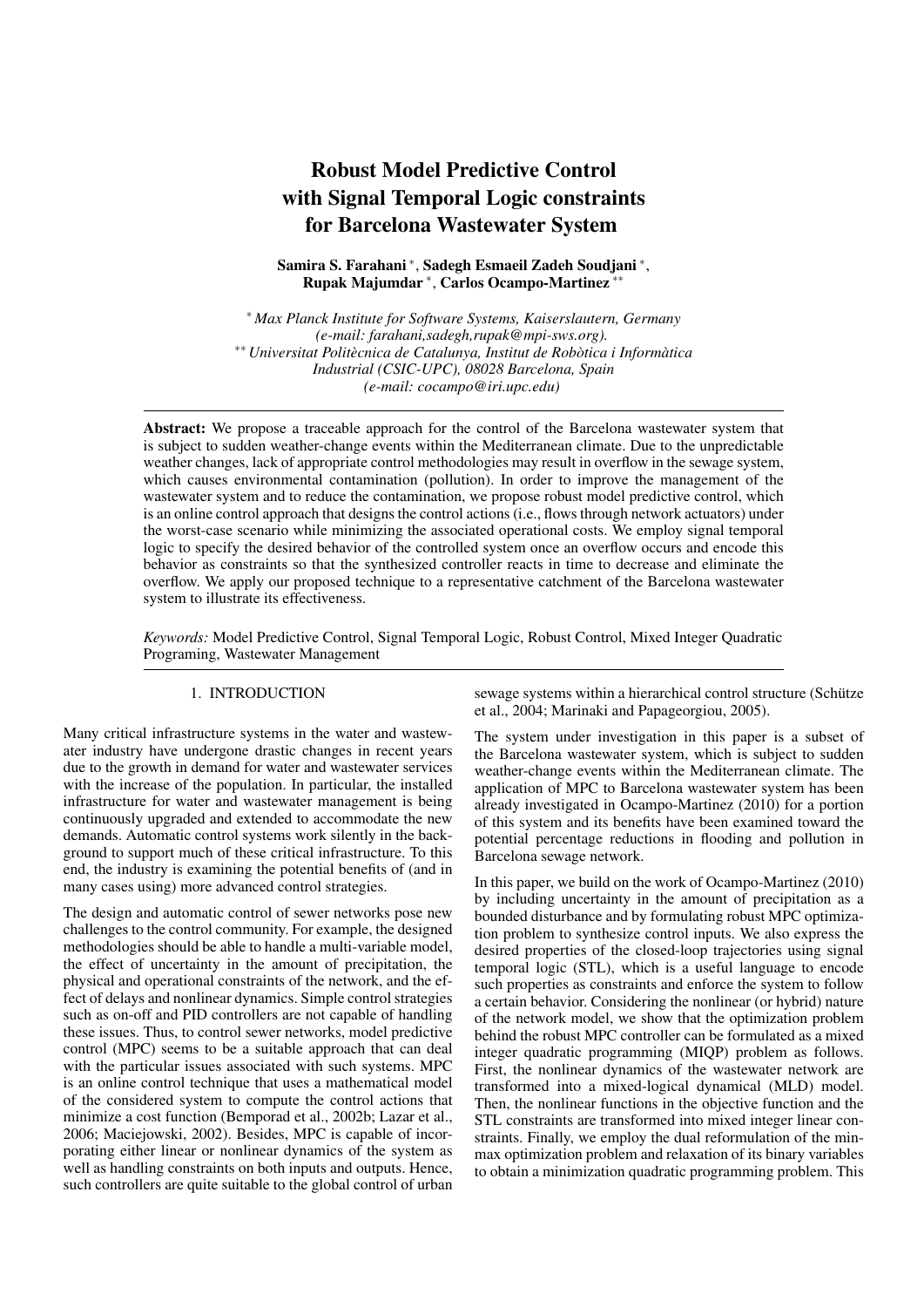# Robust Model Predictive Control with Signal Temporal Logic constraints for Barcelona Wastewater System

**Samira S. Farahani** [\*], **Sadegh Esmaeil Zadeh Soudjani** [\*], **Rupak Majumdar** [\*], **Carlos Ocampo-Martinez** [\*\*]

[\*] *Max Planck Institute for Software Systems, Kaiserslautern, Germany (e-mail: farahani,sadegh,rupak@mpi-sws.org).*
[\*\*] *Universitat Politècnica de Catalunya, Institut de Robòtica i Informàtica Industrial (CSIC-UPC), 08028 Barcelona, Spain (e-mail: cocampo@iri.upc.edu)*

---

**Abstract:** We propose a traceable approach for the control of the Barcelona wastewater system that is subject to sudden weather-change events within the Mediterranean climate. Due to the unpredictable weather changes, lack of appropriate control methodologies may result in overflow in the sewage system, which causes environmental contamination (pollution). In order to improve the management of the wastewater system and to reduce the contamination, we propose robust model predictive control, which is an online control approach that designs the control actions (i.e., flows through network actuators) under the worst-case scenario while minimizing the associated operational costs. We employ signal temporal logic to specify the desired behavior of the controlled system once an overflow occurs and encode this behavior as constraints so that the synthesized controller reacts in time to decrease and eliminate the overflow. We apply our proposed technique to a representative catchment of the Barcelona wastewater system to illustrate its effectiveness.

*Keywords:* Model Predictive Control, Signal Temporal Logic, Robust Control, Mixed Integer Quadratic Programing, Wastewater Management

---

## 1. INTRODUCTION

Many critical infrastructure systems in the water and wastewater industry have undergone drastic changes in recent years due to the growth in demand for water and wastewater services with the increase of the population. In particular, the installed infrastructure for water and wastewater management is being continuously upgraded and extended to accommodate the new demands. Automatic control systems work silently in the background to support much of these critical infrastructure. To this end, the industry is examining the potential benefits of (and in many cases using) more advanced control strategies.

The design and automatic control of sewer networks pose new challenges to the control community. For example, the designed methodologies should be able to handle a multi-variable model, the effect of uncertainty in the amount of precipitation, the physical and operational constraints of the network, and the effect of delays and nonlinear dynamics. Simple control strategies such as on-off and PID controllers are not capable of handling these issues. Thus, to control sewer networks, model predictive control (MPC) seems to be a suitable approach that can deal with the particular issues associated with such systems. MPC is an online control technique that uses a mathematical model of the considered system to compute the control actions that minimize a cost function (Bemporad et al., 2002b; Lazar et al., 2006; Maciejowski, 2002). Besides, MPC is capable of incorporating either linear or nonlinear dynamics of the system as well as handling constraints on both inputs and outputs. Hence, such controllers are quite suitable to the global control of urban sewage systems within a hierarchical control structure (Schütze et al., 2004; Marinaki and Papageorgiou, 2005).

The system under investigation in this paper is a subset of the Barcelona wastewater system, which is subject to sudden weather-change events within the Mediterranean climate. The application of MPC to Barcelona wastewater system has been already investigated in Ocampo-Martinez (2010) for a portion of this system and its benefits have been examined toward the potential percentage reductions in flooding and pollution in Barcelona sewage network.

In this paper, we build on the work of Ocampo-Martinez (2010) by including uncertainty in the amount of precipitation as a bounded disturbance and by formulating robust MPC optimization problem to synthesize control inputs. We also express the desired properties of the closed-loop trajectories using signal temporal logic (STL), which is a useful language to encode such properties as constraints and enforce the system to follow a certain behavior. Considering the nonlinear (or hybrid) nature of the network model, we show that the optimization problem behind the robust MPC controller can be formulated as a mixed integer quadratic programming (MIQP) problem as follows. First, the nonlinear dynamics of the wastewater network are transformed into a mixed-logical dynamical (MLD) model. Then, the nonlinear functions in the objective function and the STL constraints are transformed into mixed integer linear constraints. Finally, we employ the dual reformulation of the min-max optimization problem and relaxation of its binary variables to obtain a minimization quadratic programming problem. This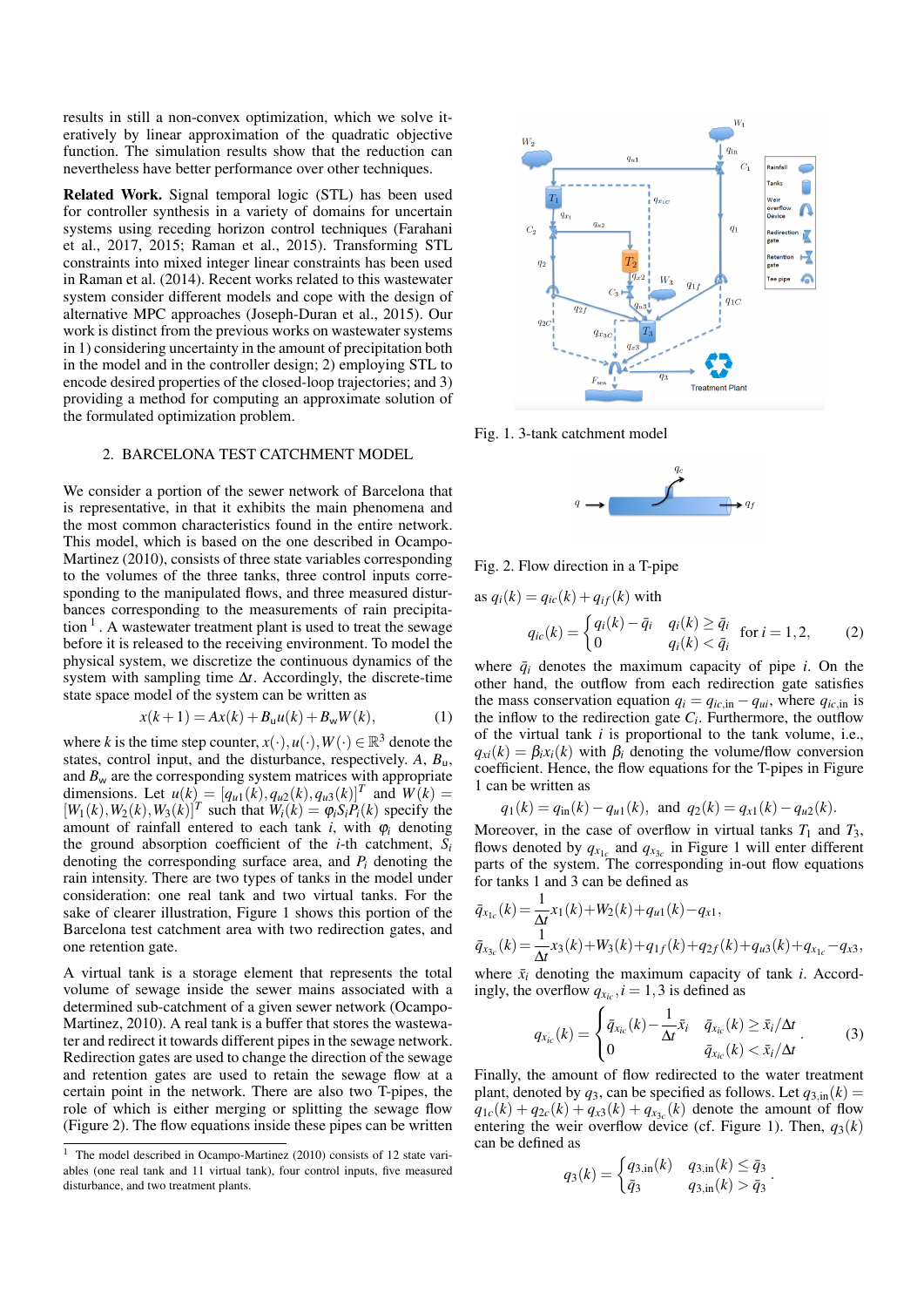results in still a non-convex optimization, which we solve iteratively by linear approximation of the quadratic objective function. The simulation results show that the reduction can nevertheless have better performance over other techniques.

**Related Work.** Signal temporal logic (STL) has been used for controller synthesis in a variety of domains for uncertain systems using receding horizon control techniques (Farahani et al., 2017, 2015; Raman et al., 2015). Transforming STL constraints into mixed integer linear constraints has been used in Raman et al. (2014). Recent works related to this wastewater system consider different models and cope with the design of alternative MPC approaches (Joseph-Duran et al., 2015). Our work is distinct from the previous works on wastewater systems in 1) considering uncertainty in the amount of precipitation both in the model and in the controller design; 2) employing STL to encode desired properties of the closed-loop trajectories; and 3) providing a method for computing an approximate solution of the formulated optimization problem.

## 2. BARCELONA TEST CATCHMENT MODEL

We consider a portion of the sewer network of Barcelona that is representative, in that it exhibits the main phenomena and the most common characteristics found in the entire network. This model, which is based on the one described in Ocampo-Martinez (2010), consists of three state variables corresponding to the volumes of the three tanks, three control inputs corresponding to the manipulated flows, and three measured disturbances corresponding to the measurements of rain precipitation [1]. A wastewater treatment plant is used to treat the sewage before it is released to the receiving environment. To model the physical system, we discretize the continuous dynamics of the system with sampling time $\Delta t$. Accordingly, the discrete-time state space model of the system can be written as

$$x(k+1) = Ax(k) + B_{\text{u}}u(k) + B_{\text{w}}W(k), \tag{1}$$

where $k$ is the time step counter, $x(\cdot), u(\cdot), W(\cdot) \in \mathbb{R}^3$ denote the states, control input, and the disturbance, respectively. $A$, $B_{\text{u}}$, and $B_{\text{w}}$ are the corresponding system matrices with appropriate dimensions. Let $u(k) = [q_{u1}(k), q_{u2}(k), q_{u3}(k)]^T$ and $W(k) = [W_1(k), W_2(k), W_3(k)]^T$ such that $W_i(k) = \varphi_i S_i P_i(k)$ specify the amount of rainfall entered to each tank $i$, with $\varphi_i$ denoting the ground absorption coefficient of the $i$-th catchment, $S_i$ denoting the corresponding surface area, and $P_i$ denoting the rain intensity. There are two types of tanks in the model under consideration: one real tank and two virtual tanks. For the sake of clearer illustration, Figure 1 shows this portion of the Barcelona test catchment area with two redirection gates, and one retention gate.

A virtual tank is a storage element that represents the total volume of sewage inside the sewer mains associated with a determined sub-catchment of a given sewer network (Ocampo-Martinez, 2010). A real tank is a buffer that stores the wastewater and redirect it towards different pipes in the sewage network. Redirection gates are used to change the direction of the sewage and retention gates are used to retain the sewage flow at a certain point in the network. There are also two T-pipes, the role of which is either merging or splitting the sewage flow (Figure 2). The flow equations inside these pipes can be written

[1] The model described in Ocampo-Martinez (2010) consists of 12 state variables (one real tank and 11 virtual tank), four control inputs, five measured disturbance, and two treatment plants.

Fig. 1. 3-tank catchment model

Fig. 2. Flow direction in a T-pipe

as $q_i(k) = q_{ic}(k) + q_{if}(k)$ with

$$q_{ic}(k) = \begin{cases} q_i(k) - \bar{q}_i & q_i(k) \geq \bar{q}_i \\ 0 & q_i(k) < \bar{q}_i \end{cases} \quad \text{for } i = 1, 2, \tag{2}$$

where $\bar{q}_i$ denotes the maximum capacity of pipe $i$. On the other hand, the outflow from each redirection gate satisfies the mass conservation equation $q_i = q_{ic,\text{in}} - q_{ui}$, where $q_{ic,\text{in}}$ is the inflow to the redirection gate $C_i$. Furthermore, the outflow of the virtual tank $i$ is proportional to the tank volume, i.e., $q_{xi}(k) = \beta_i x_i(k)$ with $\beta_i$ denoting the volume/flow conversion coefficient. Hence, the flow equations for the T-pipes in Figure 1 can be written as

$$q_1(k) = q_{\text{in}}(k) - q_{u1}(k), \text{ and } q_2(k) = q_{x1}(k) - q_{u2}(k).$$

Moreover, in the case of overflow in virtual tanks $T_1$ and $T_3$, flows denoted by $q_{x_{1c}}$ and $q_{x_{3c}}$ in Figure 1 will enter different parts of the system. The corresponding in-out flow equations for tanks 1 and 3 can be defined as

$$\bar{q}_{x_{1c}}(k) = \frac{1}{\Delta t}x_1(k) + W_2(k) + q_{u1}(k) - q_{x1},$$

$$\bar{q}_{x_{3c}}(k) = \frac{1}{\Delta t}x_3(k) + W_3(k) + q_{1f}(k) + q_{2f}(k) + q_{u3}(k) + q_{x_{1c}} - q_{x3},$$

where $\bar{x}_i$ denoting the maximum capacity of tank $i$. Accordingly, the overflow $q_{x_{ic}}, i = 1, 3$ is defined as

$$q_{x_{ic}}(k) = \begin{cases} \bar{q}_{x_{ic}}(k) - \dfrac{1}{\Delta t}\bar{x}_i & \bar{q}_{x_{ic}}(k) \geq \bar{x}_i/\Delta t \\ 0 & \bar{q}_{x_{ic}}(k) < \bar{x}_i/\Delta t \end{cases}. \tag{3}$$

Finally, the amount of flow redirected to the water treatment plant, denoted by $q_3$, can be specified as follows. Let $q_{3,\text{in}}(k) = q_{1c}(k) + q_{2c}(k) + q_{x3}(k) + q_{x_{3c}}(k)$ denote the amount of flow entering the weir overflow device (cf. Figure 1). Then, $q_3(k)$ can be defined as

$$q_3(k) = \begin{cases} q_{3,\text{in}}(k) & q_{3,\text{in}}(k) \leq \bar{q}_3 \\ \bar{q}_3 & q_{3,\text{in}}(k) > \bar{q}_3 \end{cases}.$$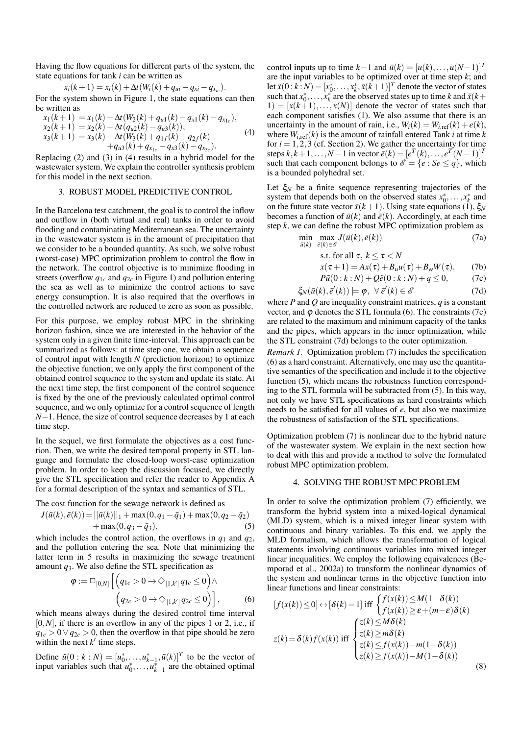Having the flow equations for different parts of the system, the state equations for tank $i$ can be written as

$$x_i(k+1) = x_i(k) + \Delta t(W_i(k) + q_{ui} - q_{xi} - q_{x_{ic}}).$$

For the system shown in Figure 1, the state equations can then be written as

$$
\begin{aligned}
x_1(k+1) &= x_1(k) + \Delta t(W_2(k) + q_{u1}(k) - q_{x1}(k) - q_{x_{1c}}),\\
x_2(k+1) &= x_2(k) + \Delta t(q_{u2}(k) - q_{u3}(k)),\\
x_3(k+1) &= x_3(k) + \Delta t(W_3(k) + q_{1f}(k) + q_{2f}(k)\\
&\quad + q_{u3}(k) + q_{x_{1c}} - q_{x3}(k) - q_{x_{3c}}).
\end{aligned}
\tag{4}
$$

Replacing (2) and (3) in (4) results in a hybrid model for the wastewater system. We explain the controller synthesis problem for this model in the next section.

## 3. ROBUST MODEL PREDICTIVE CONTROL

In the Barcelona test catchment, the goal is to control the inflow and outflow in (both virtual and real) tanks in order to avoid flooding and contaminating Mediterranean sea. The uncertainty in the wastewater system is in the amount of precipitation that we consider to be a bounded quantity. As such, we solve robust (worst-case) MPC optimization problem to control the flow in the network. The control objective is to minimize flooding in streets (overflow $q_{1c}$ and $q_{2c}$ in Figure 1) and pollution entering the sea as well as to minimize the control actions to save energy consumption. It is also required that the overflows in the controlled network are reduced to zero as soon as possible.

For this purpose, we employ robust MPC in the shrinking horizon fashion, since we are interested in the behavior of the system only in a given finite time-interval. This approach can be summarized as follows: at time step one, we obtain a sequence of control input with length $N$ (prediction horizon) to optimize the objective function; we only apply the first component of the obtained control sequence to the system and update its state. At the next time step, the first component of the control sequence is fixed by the one of the previously calculated optimal control sequence, and we only optimize for a control sequence of length $N-1$. Hence, the size of control sequence decreases by 1 at each time step.

In the sequel, we first formulate the objectives as a cost function. Then, we write the desired temporal property in STL language and formulate the closed-loop worst-case optimization problem. In order to keep the discussion focused, we directly give the STL specification and refer the reader to Appendix A for a formal description of the syntax and semantics of STL.

The cost function for the sewage network is defined as

$$
\begin{aligned}
J(\tilde{u}(k), \tilde{e}(k)) = ||\tilde{u}(k)||_1 + \max(0, q_1 - \bar{q}_1) + \max(0, q_2 - \bar{q}_2)\\
+ \max(0, q_3 - \bar{q}_3),
\end{aligned}
\tag{5}
$$

which includes the control action, the overflows in $q_1$ and $q_2$, and the pollution entering the sea. Note that minimizing the latter term in 5 results in maximizing the sewage treatment amount $q_3$. We also define the STL specification as

$$
\begin{aligned}
\varphi := \Box_{[0,N]} \Big[ \Big(q_{1c} > 0 \rightarrow \Diamond_{[1,k']} q_{1c} \leq 0\Big) \wedge \\
\Big(q_{2c} > 0 \rightarrow \Diamond_{[1,k']} q_{2c} \leq 0\Big) \Big],
\end{aligned}
\tag{6}
$$

which means always during the desired control time interval $[0,N]$, if there is an overflow in any of the pipes 1 or 2, i.e., if $q_{1c} > 0 \vee q_{2c} > 0$, then the overflow in that pipe should be zero within the next $k'$ time steps.

Define $\tilde{u}(0:k:N) = [u_0^*, \ldots, u_{k-1}^*, \bar{u}(k)]^T$ to be the vector of input variables such that $u_0^*, \ldots, u_{k-1}^*$ are the obtained optimal control inputs up to time $k-1$ and $\bar{u}(k) = [u(k), \ldots, u(N-1)]^T$ are the input variables to be optimized over at time step $k$; and let $\tilde{x}(0:k:N) = [x_0^*, \ldots, x_k^*, \bar{x}(k+1)]^T$ denote the vector of states such that $x_0^*, \ldots, x_k^*$ are the observed states up to time $k$ and $\bar{x}(k+1) = [x(k+1), \ldots, x(N)]$ denote the vector of states such that each component satisfies (1). We also assume that there is an uncertainty in the amount of rain, i.e., $W_i(k) = W_{i,\text{ref}}(k) + e(k)$, where $W_{i,\text{ref}}(k)$ is the amount of rainfall entered Tank $i$ at time $k$ for $i = 1,2,3$ (cf. Section 2). We gather the uncertainty for time steps $k, k+1, \ldots, N-1$ in vector $\bar{e}(k) = [e^T(k), \ldots, e^T(N-1)]^T$ such that each component belongs to $\mathscr{E} = \{e : Se \leq q\}$, which is a bounded polyhedral set.

Let $\xi_N$ be a finite sequence representing trajectories of the system that depends both on the observed states $x_0^*, \ldots, x_k^*$ and on the future state vector $\bar{x}(k+1)$. Using state equations (1), $\xi_N$ becomes a function of $\bar{u}(k)$ and $\bar{e}(k)$. Accordingly, at each time step $k$, we can define the robust MPC optimization problem as

$$\min_{\bar{u}(k)} \max_{\bar{e}(k) \in \mathscr{E}} J(\bar{u}(k), \bar{e}(k)) \tag{7a}$$

$$\text{s.t. for all } \tau,\ k \leq \tau < N$$

$$x(\tau+1) = Ax(\tau) + B_u u(\tau) + B_w W(\tau), \tag{7b}$$

$$P\tilde{u}(0:k:N) + Q\tilde{e}(0:k:N) + q \leq 0, \tag{7c}$$

$$\xi_N(\bar{u}(k), \bar{e}'(k)) \models \varphi,\ \ \forall\, \bar{e}'(k) \in \mathscr{E} \tag{7d}$$

where $P$ and $Q$ are inequality constraint matrices, $q$ is a constant vector, and $\varphi$ denotes the STL formula (6). The constraints (7c) are related to the maximum and minimum capacity of the tanks and the pipes, which appears in the inner optimization, while the STL constraint (7d) belongs to the outer optimization.

*Remark 1.* Optimization problem (7) includes the specification (6) as a hard constraint. Alternatively, one may use the quantitative semantics of the specification and include it to the objective function (5), which means the robustness function corresponding to the STL formula will be subtracted from (5). In this way, not only we have STL specifications as hard constraints which needs to be satisfied for all values of $e$, but also we maximize the robustness of satisfaction of the STL specifications.

Optimization problem (7) is nonlinear due to the hybrid nature of the wastewater system. We explain in the next section how to deal with this and provide a method to solve the formulated robust MPC optimization problem.

## 4. SOLVING THE ROBUST MPC PROBLEM

In order to solve the optimization problem (7) efficiently, we transform the hybrid system into a mixed-logical dynamical (MLD) system, which is a mixed integer linear system with continuous and binary variables. To this end, we apply the MLD formalism, which allows the transformation of logical statements involving continuous variables into mixed integer linear inequalities. We employ the following equivalences (Bemporad et al., 2002a) to transform the nonlinear dynamics of the system and nonlinear terms in the objective function into linear functions and linear constraints:

$$
[f(x(k)) \leq 0] \leftrightarrow [\delta(k) = 1] \text{ iff } \begin{cases} f(x(k)) \leq M(1 - \delta(k)) \\ f(x(k)) \geq \varepsilon + (m - \varepsilon)\delta(k) \end{cases}
$$

$$
z(k) = \delta(k) f(x(k)) \text{ iff } \begin{cases} z(k) \leq M\delta(k) \\ z(k) \geq m\delta(k) \\ z(k) \leq f(x(k)) - m(1 - \delta(k)) \\ z(k) \geq f(x(k)) - M(1 - \delta(k)) \end{cases}
\tag{8}
$$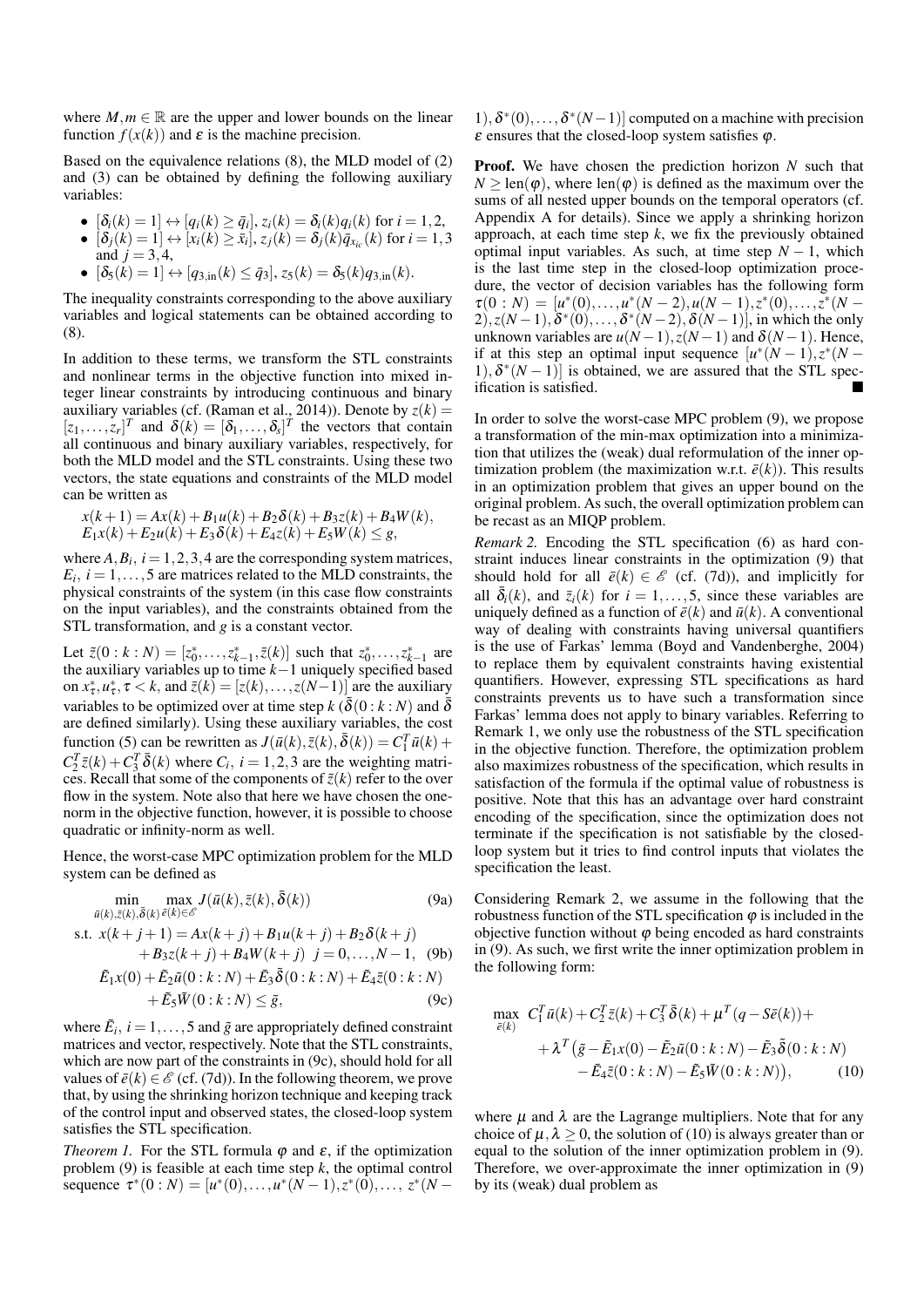where $M, m \in \mathbb{R}$ are the upper and lower bounds on the linear function $f(x(k))$ and $\varepsilon$ is the machine precision.

Based on the equivalence relations (8), the MLD model of (2) and (3) can be obtained by defining the following auxiliary variables:

- $[\delta_i(k) = 1] \leftrightarrow [q_i(k) \geq \bar{q}_i]$, $z_i(k) = \delta_i(k) q_i(k)$ for $i = 1,2$,
- $[\delta_j(k) = 1] \leftrightarrow [x_i(k) \geq \bar{x}_i]$, $z_j(k) = \delta_j(k) \bar{q}_{x_{ic}}(k)$ for $i = 1,3$ and $j = 3,4$,
- $[\delta_5(k) = 1] \leftrightarrow [q_{3,\text{in}}(k) \leq \bar{q}_3]$, $z_5(k) = \delta_5(k) q_{3,\text{in}}(k)$.

The inequality constraints corresponding to the above auxiliary variables and logical statements can be obtained according to (8).

In addition to these terms, we transform the STL constraints and nonlinear terms in the objective function into mixed integer linear constraints by introducing continuous and binary auxiliary variables (cf. (Raman et al., 2014)). Denote by $z(k) = [z_1, \ldots, z_r]^T$ and $\delta(k) = [\delta_1, \ldots, \delta_s]^T$ the vectors that contain all continuous and binary auxiliary variables, respectively, for both the MLD model and the STL constraints. Using these two vectors, the state equations and constraints of the MLD model can be written as

$$
\begin{aligned}
&x(k+1) = Ax(k) + B_1 u(k) + B_2 \delta(k) + B_3 z(k) + B_4 W(k), \\
&E_1 x(k) + E_2 u(k) + E_3 \delta(k) + E_4 z(k) + E_5 W(k) \leq g,
\end{aligned}
$$

where $A, B_i$, $i = 1,2,3,4$ are the corresponding system matrices, $E_i$, $i = 1,\ldots,5$ are matrices related to the MLD constraints, the physical constraints of the system (in this case flow constraints on the input variables), and the constraints obtained from the STL transformation, and $g$ is a constant vector.

Let $\tilde{z}(0:k:N) = [z_0^*, \ldots, z_{k-1}^*, \bar{z}(k)]$ such that $z_0^*, \ldots, z_{k-1}^*$ are the auxiliary variables up to time $k-1$ uniquely specified based on $x_\tau^*, u_\tau^*, \tau < k$, and $\bar{z}(k) = [z(k), \ldots, z(N-1)]$ are the auxiliary variables to be optimized over at time step $k$ ($\tilde{\delta}(0:k:N)$ and $\bar{\delta}$ are defined similarly). Using these auxiliary variables, the cost function (5) can be rewritten as $J(\bar{u}(k), \bar{z}(k), \bar{\delta}(k)) = C_1^T \bar{u}(k) + C_2^T \bar{z}(k) + C_3^T \bar{\delta}(k)$ where $C_i$, $i = 1,2,3$ are the weighting matrices. Recall that some of the components of $\bar{z}(k)$ refer to the over flow in the system. Note also that here we have chosen the one-norm in the objective function, however, it is possible to choose quadratic or infinity-norm as well.

Hence, the worst-case MPC optimization problem for the MLD system can be defined as

$$
\min_{\bar{u}(k), \bar{z}(k), \bar{\delta}(k)} \max_{\bar{e}(k) \in \mathscr{E}} J(\bar{u}(k), \bar{z}(k), \bar{\delta}(k)) \tag{9a}
$$

$$
\begin{aligned}
\text{s.t. } x(k+j+1) &= Ax(k+j) + B_1 u(k+j) + B_2 \delta(k+j) \\
&\quad + B_3 z(k+j) + B_4 W(k+j) \quad j = 0, \ldots, N-1, 
\end{aligned}\tag{9b}
$$

$$
\begin{aligned}
\tilde{E}_1 x(0) &+ \tilde{E}_2 \tilde{u}(0:k:N) + \tilde{E}_3 \tilde{\delta}(0:k:N) + \tilde{E}_4 \tilde{z}(0:k:N) \\
&+ \tilde{E}_5 \tilde{W}(0:k:N) \leq \tilde{g},
\end{aligned}\tag{9c}
$$

where $\tilde{E}_i$, $i = 1,\ldots,5$ and $\tilde{g}$ are appropriately defined constraint matrices and vector, respectively. Note that the STL constraints, which are now part of the constraints in (9c), should hold for all values of $\bar{e}(k) \in \mathscr{E}$ (cf. (7d)). In the following theorem, we prove that, by using the shrinking horizon technique and keeping track of the control input and observed states, the closed-loop system satisfies the STL specification.

*Theorem 1.* For the STL formula $\varphi$ and $\varepsilon$, if the optimization problem (9) is feasible at each time step $k$, the optimal control sequence $\tau^*(0:N) = [u^*(0), \ldots, u^*(N-1), z^*(0), \ldots, z^*(N-1), \delta^*(0), \ldots, \delta^*(N-1)]$ computed on a machine with precision $\varepsilon$ ensures that the closed-loop system satisfies $\varphi$.

**Proof.** We have chosen the prediction horizon $N$ such that $N \geq \text{len}(\varphi)$, where $\text{len}(\varphi)$ is defined as the maximum over the sums of all nested upper bounds on the temporal operators (cf. Appendix A for details). Since we apply a shrinking horizon approach, at each time step $k$, we fix the previously obtained optimal input variables. As such, at time step $N-1$, which is the last time step in the closed-loop optimization procedure, the vector of decision variables has the following form $\tau(0:N) = [u^*(0), \ldots, u^*(N-2), u(N-1), z^*(0), \ldots, z^*(N-2), z(N-1), \delta^*(0), \ldots, \delta^*(N-2), \delta(N-1)]$, in which the only unknown variables are $u(N-1), z(N-1)$ and $\delta(N-1)$. Hence, if at this step an optimal input sequence $[u^*(N-1), z^*(N-1), \delta^*(N-1)]$ is obtained, we are assured that the STL specification is satisfied. ∎

In order to solve the worst-case MPC problem (9), we propose a transformation of the min-max optimization into a minimization that utilizes the (weak) dual reformulation of the inner optimization problem (the maximization w.r.t. $\bar{e}(k)$). This results in an optimization problem that gives an upper bound on the original problem. As such, the overall optimization problem can be recast as an MIQP problem.

*Remark 2.* Encoding the STL specification (6) as hard constraint induces linear constraints in the optimization (9) that should hold for all $\bar{e}(k) \in \mathscr{E}$ (cf. (7d)), and implicitly for all $\bar{\delta}_i(k)$, and $\bar{z}_i(k)$ for $i = 1,\ldots,5$, since these variables are uniquely defined as a function of $\bar{e}(k)$ and $\bar{u}(k)$. A conventional way of dealing with constraints having universal quantifiers is the use of Farkas' lemma (Boyd and Vandenberghe, 2004) to replace them by equivalent constraints having existential quantifiers. However, expressing STL specifications as hard constraints prevents us to have such a transformation since Farkas' lemma does not apply to binary variables. Referring to Remark 1, we only use the robustness of the STL specification in the objective function. Therefore, the optimization problem also maximizes robustness of the specification, which results in satisfaction of the formula if the optimal value of robustness is positive. Note that this has an advantage over hard constraint encoding of the specification, since the optimization does not terminate if the specification is not satisfiable by the closed-loop system but it tries to find control inputs that violates the specification the least.

Considering Remark 2, we assume in the following that the robustness function of the STL specification $\varphi$ is included in the objective function without $\varphi$ being encoded as hard constraints in (9). As such, we first write the inner optimization problem in the following form:

$$
\begin{aligned}
\max_{\bar{e}(k)} \; & C_1^T \bar{u}(k) + C_2^T \bar{z}(k) + C_3^T \bar{\delta}(k) + \mu^T (q - S\bar{e}(k)) + \\
& + \lambda^T \big(\tilde{g} - \tilde{E}_1 x(0) - \tilde{E}_2 \tilde{u}(0:k:N) - \tilde{E}_3 \tilde{\delta}(0:k:N) \\
& \quad - \tilde{E}_4 \tilde{z}(0:k:N) - \tilde{E}_5 \tilde{W}(0:k:N)\big),
\end{aligned}\tag{10}
$$

where $\mu$ and $\lambda$ are the Lagrange multipliers. Note that for any choice of $\mu, \lambda \geq 0$, the solution of (10) is always greater than or equal to the solution of the inner optimization problem in (9). Therefore, we over-approximate the inner optimization in (9) by its (weak) dual problem as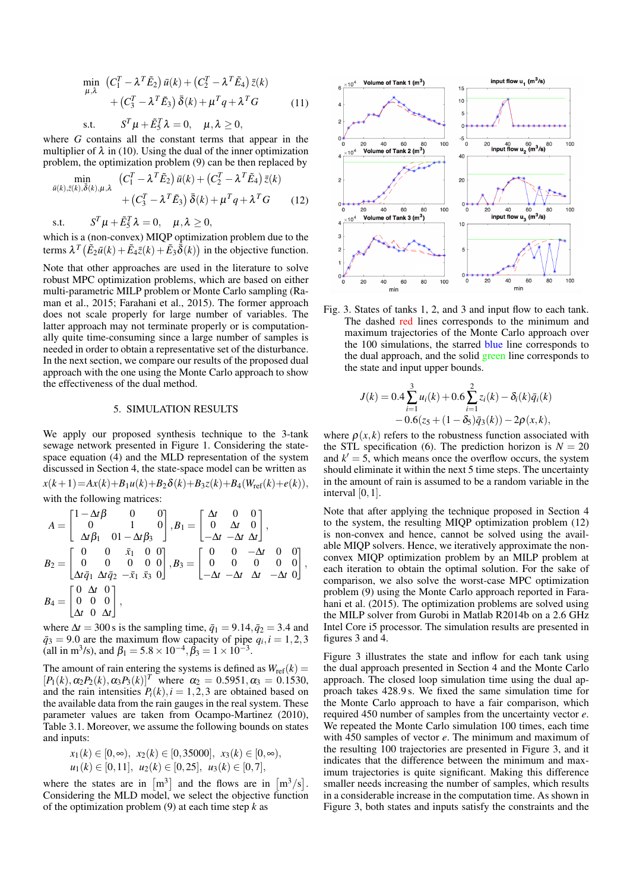$$
\min_{\mu,\lambda} \;\; (C_1^T - \lambda^T \tilde{E}_2)\, \bar{u}(k) + (C_2^T - \lambda^T \tilde{E}_4)\, \bar{z}(k) + (C_3^T - \lambda^T \tilde{E}_3)\, \bar{\delta}(k) + \mu^T q + \lambda^T G \tag{11}
$$

$$
\text{s.t.} \qquad S^T \mu + \tilde{E}_5^T \lambda = 0, \quad \mu, \lambda \geq 0,
$$

where $G$ contains all the constant terms that appear in the multiplier of $\lambda$ in (10). Using the dual of the inner optimization problem, the optimization problem (9) can be then replaced by

$$
\min_{\bar{u}(k),\bar{z}(k),\bar{\delta}(k),\mu,\lambda} \;\; (C_1^T - \lambda^T \tilde{E}_2)\, \bar{u}(k) + (C_2^T - \lambda^T \tilde{E}_4)\, \bar{z}(k) + (C_3^T - \lambda^T \tilde{E}_3)\, \bar{\delta}(k) + \mu^T q + \lambda^T G \tag{12}
$$

$$
\text{s.t.} \qquad S^T \mu + \tilde{E}_5^T \lambda = 0, \quad \mu, \lambda \geq 0,
$$

which is a (non-convex) MIQP optimization problem due to the terms $\lambda^T \left( \tilde{E}_2 \bar{u}(k) + \tilde{E}_4 \bar{z}(k) + \tilde{E}_3 \bar{\delta}(k) \right)$ in the objective function.

Note that other approaches are used in the literature to solve robust MPC optimization problems, which are based on either multi-parametric MILP problem or Monte Carlo sampling (Raman et al., 2015; Farahani et al., 2015). The former approach does not scale properly for large number of variables. The latter approach may not terminate properly or is computationally quite time-consuming since a large number of samples is needed in order to obtain a representative set of the disturbance. In the next section, we compare our results of the proposed dual approach with the one using the Monte Carlo approach to show the effectiveness of the dual method.

## 5. SIMULATION RESULTS

We apply our proposed synthesis technique to the 3-tank sewage network presented in Figure 1. Considering the state-space equation (4) and the MLD representation of the system discussed in Section 4, the state-space model can be written as

$$
x(k+1) = Ax(k) + B_1 u(k) + B_2 \delta(k) + B_3 z(k) + B_4 (W_{\text{ref}}(k) + e(k)),
$$

with the following matrices:

$$
A = \begin{bmatrix} 1-\Delta t\beta & 0 & 0 \\ 0 & 1 & 0 \\ \Delta t\beta_1 & 0 & 1-\Delta t\beta_3 \end{bmatrix}, B_1 = \begin{bmatrix} \Delta t & 0 & 0 \\ 0 & \Delta t & 0 \\ -\Delta t & -\Delta t & \Delta t \end{bmatrix},
$$

$$
B_2 = \begin{bmatrix} 0 & 0 & \bar{x}_1 & 0 & 0 \\ 0 & 0 & 0 & 0 & 0 \\ \Delta t \bar{q}_1 & \Delta t \bar{q}_2 & -\bar{x}_1 & \bar{x}_3 & 0 \end{bmatrix}, B_3 = \begin{bmatrix} 0 & 0 & -\Delta t & 0 & 0 \\ 0 & 0 & 0 & 0 & 0 \\ -\Delta t & -\Delta t & \Delta t & -\Delta t & 0 \end{bmatrix},
$$

$$
B_4 = \begin{bmatrix} 0 & \Delta t & 0 \\ 0 & 0 & 0 \\ \Delta t & 0 & \Delta t \end{bmatrix},
$$

where $\Delta t = 300\,\text{s}$ is the sampling time, $\bar{q}_1 = 9.14, \bar{q}_2 = 3.4$ and $\bar{q}_3 = 9.0$ are the maximum flow capacity of pipe $q_i, i = 1,2,3$ (all in $\text{m}^3/\text{s}$), and $\beta_1 = 5.8 \times 10^{-4}, \beta_3 = 1 \times 10^{-3}$.

The amount of rain entering the systems is defined as $W_{\text{ref}}(k) = [P_1(k), \alpha_2 P_2(k), \alpha_3 P_3(k)]^T$ where $\alpha_2 = 0.5951, \alpha_3 = 0.1530$, and the rain intensities $P_i(k), i = 1,2,3$ are obtained based on the available data from the rain gauges in the real system. These parameter values are taken from Ocampo-Martinez (2010), Table 3.1. Moreover, we assume the following bounds on states and inputs:

$$
x_1(k) \in [0,\infty), \;\; x_2(k) \in [0, 35000], \;\; x_3(k) \in [0,\infty),
$$
$$
u_1(k) \in [0,11], \;\; u_2(k) \in [0,25], \;\; u_3(k) \in [0,7],
$$

where the states are in $[\text{m}^3]$ and the flows are in $[\text{m}^3/s]$. Considering the MLD model, we select the objective function of the optimization problem (9) at each time step $k$ as

Fig. 3. States of tanks 1, 2, and 3 and input flow to each tank. The dashed red lines corresponds to the minimum and maximum trajectories of the Monte Carlo approach over the 100 simulations, the starred blue line corresponds to the dual approach, and the solid green line corresponds to the state and input upper bounds.

$$
J(k) = 0.4 \sum_{i=1}^{3} u_i(k) + 0.6 \sum_{i=1}^{2} z_i(k) - \delta_i(k) \bar{q}_i(k) - 0.6(z_5 + (1-\delta_5)\bar{q}_3(k)) - 2\rho(x,k),
$$

where $\rho(x,k)$ refers to the robustness function associated with the STL specification (6). The prediction horizon is $N = 20$ and $k' = 5$, which means once the overflow occurs, the system should eliminate it within the next 5 time steps. The uncertainty in the amount of rain is assumed to be a random variable in the interval $[0,1]$.

Note that after applying the technique proposed in Section 4 to the system, the resulting MIQP optimization problem (12) is non-convex and hence, cannot be solved using the available MIQP solvers. Hence, we iteratively approximate the non-convex MIQP optimization problem by an MILP problem at each iteration to obtain the optimal solution. For the sake of comparison, we also solve the worst-case MPC optimization problem (9) using the Monte Carlo approach reported in Farahani et al. (2015). The optimization problems are solved using the MILP solver from Gurobi in Matlab R2014b on a 2.6 GHz Intel Core i5 processor. The simulation results are presented in figures 3 and 4.

Figure 3 illustrates the state and inflow for each tank using the dual approach presented in Section 4 and the Monte Carlo approach. The closed loop simulation time using the dual approach takes 428.9 s. We fixed the same simulation time for the Monte Carlo approach to have a fair comparison, which required 450 number of samples from the uncertainty vector $e$. We repeated the Monte Carlo simulation 100 times, each time with 450 samples of vector $e$. The minimum and maximum of the resulting 100 trajectories are presented in Figure 3, and it indicates that the difference between the minimum and maximum trajectories is quite significant. Making this difference smaller needs increasing the number of samples, which results in a considerable increase in the computation time. As shown in Figure 3, both states and inputs satisfy the constraints and the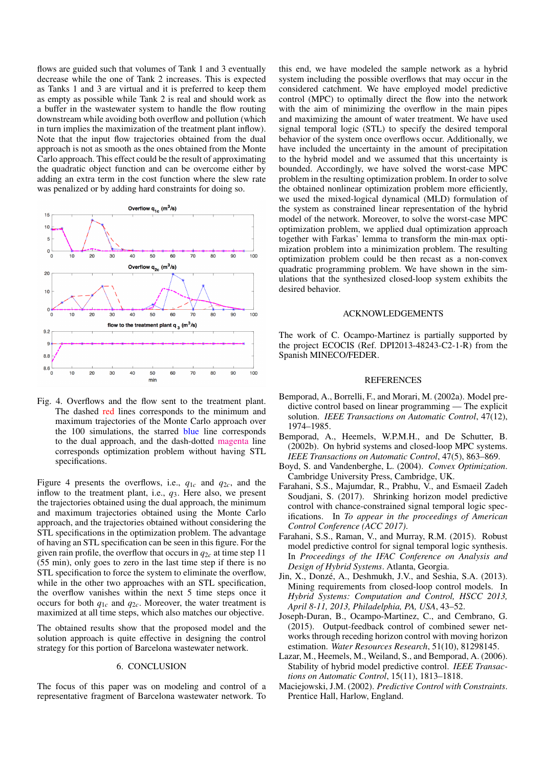flows are guided such that volumes of Tank 1 and 3 eventually decrease while the one of Tank 2 increases. This is expected as Tanks 1 and 3 are virtual and it is preferred to keep them as empty as possible while Tank 2 is real and should work as a buffer in the wastewater system to handle the flow routing downstream while avoiding both overflow and pollution (which in turn implies the maximization of the treatment plant inflow). Note that the input flow trajectories obtained from the dual approach is not as smooth as the ones obtained from the Monte Carlo approach. This effect could be the result of approximating the quadratic object function and can be overcome either by adding an extra term in the cost function where the slew rate was penalized or by adding hard constraints for doing so.

Overflow $q_{1c}$ (m$^3$/s)

15
10
5
0
0 10 20 30 40 50 60 70 80 90 100

Overflow $q_{2c}$ (m$^3$/s)

20
10
0
0 10 20 30 40 50 60 70 80 90 100

flow to the treatment plant $q_3$ (m$^3$/s)

9.2
9
8.8
8.6
0 10 20 30 40 50 60 70 80 90 100
min

Fig. 4. Overflows and the flow sent to the treatment plant. The dashed red lines corresponds to the minimum and maximum trajectories of the Monte Carlo approach over the 100 simulations, the starred blue line corresponds to the dual approach, and the dash-dotted magenta line corresponds optimization problem without having STL specifications.

Figure 4 presents the overflows, i.e., $q_{1c}$ and $q_{2c}$, and the inflow to the treatment plant, i.e., $q_3$. Here also, we present the trajectories obtained using the dual approach, the minimum and maximum trajectories obtained using the Monte Carlo approach, and the trajectories obtained without considering the STL specifications in the optimization problem. The advantage of having an STL specification can be seen in this figure. For the given rain profile, the overflow that occurs in $q_{2c}$ at time step 11 (55 min), only goes to zero in the last time step if there is no STL specification to force the system to eliminate the overflow, while in the other two approaches with an STL specification, the overflow vanishes within the next 5 time steps once it occurs for both $q_{1c}$ and $q_{2c}$. Moreover, the water treatment is maximized at all time steps, which also matches our objective.

The obtained results show that the proposed model and the solution approach is quite effective in designing the control strategy for this portion of Barcelona wastewater network.

## 6. CONCLUSION

The focus of this paper was on modeling and control of a representative fragment of Barcelona wastewater network. To this end, we have modeled the sample network as a hybrid system including the possible overflows that may occur in the considered catchment. We have employed model predictive control (MPC) to optimally direct the flow into the network with the aim of minimizing the overflow in the main pipes and maximizing the amount of water treatment. We have used signal temporal logic (STL) to specify the desired temporal behavior of the system once overflows occur. Additionally, we have included the uncertainty in the amount of precipitation to the hybrid model and we assumed that this uncertainty is bounded. Accordingly, we have solved the worst-case MPC problem in the resulting optimization problem. In order to solve the obtained nonlinear optimization problem more efficiently, we used the mixed-logical dynamical (MLD) formulation of the system as constrained linear representation of the hybrid model of the network. Moreover, to solve the worst-case MPC optimization problem, we applied dual optimization approach together with Farkas' lemma to transform the min-max optimization problem into a minimization problem. The resulting optimization problem could be then recast as a non-convex quadratic programming problem. We have shown in the simulations that the synthesized closed-loop system exhibits the desired behavior.

## ACKNOWLEDGEMENTS

The work of C. Ocampo-Martinez is partially supported by the project ECOCIS (Ref. DPI2013-48243-C2-1-R) from the Spanish MINECO/FEDER.

## REFERENCES

Bemporad, A., Borrelli, F., and Morari, M. (2002a). Model predictive control based on linear programming — The explicit solution. *IEEE Transactions on Automatic Control*, 47(12), 1974–1985.

Bemporad, A., Heemels, W.P.M.H., and De Schutter, B. (2002b). On hybrid systems and closed-loop MPC systems. *IEEE Transactions on Automatic Control*, 47(5), 863–869.

Boyd, S. and Vandenberghe, L. (2004). *Convex Optimization*. Cambridge University Press, Cambridge, UK.

Farahani, S.S., Majumdar, R., Prabhu, V., and Esmaeil Zadeh Soudjani, S. (2017). Shrinking horizon model predictive control with chance-constrained signal temporal logic specifications. In *To appear in the proceedings of American Control Conference (ACC 2017)*.

Farahani, S.S., Raman, V., and Murray, R.M. (2015). Robust model predictive control for signal temporal logic synthesis. In *Proceedings of the IFAC Conference on Analysis and Design of Hybrid Systems*. Atlanta, Georgia.

Jin, X., Donzé, A., Deshmukh, J.V., and Seshia, S.A. (2013). Mining requirements from closed-loop control models. In *Hybrid Systems: Computation and Control, HSCC 2013, April 8-11, 2013, Philadelphia, PA, USA*, 43–52.

Joseph-Duran, B., Ocampo-Martinez, C., and Cembrano, G. (2015). Output-feedback control of combined sewer networks through receding horizon control with moving horizon estimation. *Water Resources Research*, 51(10), 81298145.

Lazar, M., Heemels, M., Weiland, S., and Bemporad, A. (2006). Stability of hybrid model predictive control. *IEEE Transactions on Automatic Control*, 15(11), 1813–1818.

Maciejowski, J.M. (2002). *Predictive Control with Constraints*. Prentice Hall, Harlow, England.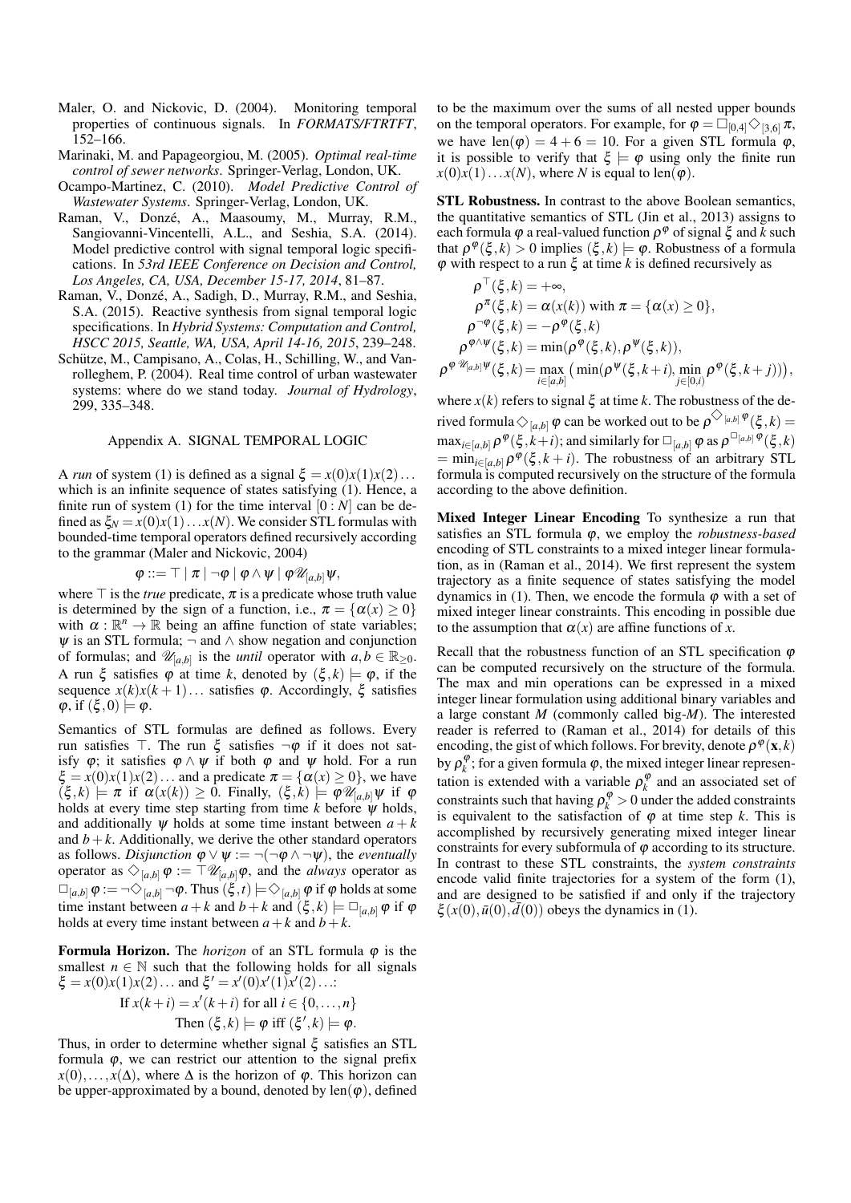Maler, O. and Nickovic, D. (2004). Monitoring temporal properties of continuous signals. In *FORMATS/FTRTFT*, 152–166.

Marinaki, M. and Papageorgiou, M. (2005). *Optimal real-time control of sewer networks*. Springer-Verlag, London, UK.

Ocampo-Martinez, C. (2010). *Model Predictive Control of Wastewater Systems*. Springer-Verlag, London, UK.

Raman, V., Donzé, A., Maasoumy, M., Murray, R.M., Sangiovanni-Vincentelli, A.L., and Seshia, S.A. (2014). Model predictive control with signal temporal logic specifications. In *53rd IEEE Conference on Decision and Control, Los Angeles, CA, USA, December 15-17, 2014*, 81–87.

Raman, V., Donzé, A., Sadigh, D., Murray, R.M., and Seshia, S.A. (2015). Reactive synthesis from signal temporal logic specifications. In *Hybrid Systems: Computation and Control, HSCC 2015, Seattle, WA, USA, April 14-16, 2015*, 239–248.

Schütze, M., Campisano, A., Colas, H., Schilling, W., and Vanrolleghem, P. (2004). Real time control of urban wastewater systems: where do we stand today. *Journal of Hydrology*, 299, 335–348.

## Appendix A. SIGNAL TEMPORAL LOGIC

A *run* of system (1) is defined as a signal $\xi = x(0)x(1)x(2)\ldots$ which is an infinite sequence of states satisfying (1). Hence, a finite run of system (1) for the time interval $[0:N]$ can be defined as $\xi_N = x(0)x(1)\ldots x(N)$. We consider STL formulas with bounded-time temporal operators defined recursively according to the grammar (Maler and Nickovic, 2004)

$$\varphi ::= \top \mid \pi \mid \neg\varphi \mid \varphi \wedge \psi \mid \varphi \mathscr{U}_{[a,b]} \psi,$$

where $\top$ is the *true* predicate, $\pi$ is a predicate whose truth value is determined by the sign of a function, i.e., $\pi = \{\alpha(x) \geq 0\}$ with $\alpha : \mathbb{R}^n \to \mathbb{R}$ being an affine function of state variables; $\psi$ is an STL formula; $\neg$ and $\wedge$ show negation and conjunction of formulas; and $\mathscr{U}_{[a,b]}$ is the *until* operator with $a, b \in \mathbb{R}_{\geq 0}$. A run $\xi$ satisfies $\varphi$ at time $k$, denoted by $(\xi, k) \models \varphi$, if the sequence $x(k)x(k+1)\ldots$ satisfies $\varphi$. Accordingly, $\xi$ satisfies $\varphi$, if $(\xi, 0) \models \varphi$.

Semantics of STL formulas are defined as follows. Every run satisfies $\top$. The run $\xi$ satisfies $\neg\varphi$ if it does not satisfy $\varphi$; it satisfies $\varphi \wedge \psi$ if both $\varphi$ and $\psi$ hold. For a run $\xi = x(0)x(1)x(2)\ldots$ and a predicate $\pi = \{\alpha(x) \geq 0\}$, we have $(\xi, k) \models \pi$ if $\alpha(x(k)) \geq 0$. Finally, $(\xi, k) \models \varphi \mathscr{U}_{[a,b]} \psi$ if $\varphi$ holds at every time step starting from time $k$ before $\psi$ holds, and additionally $\psi$ holds at some time instant between $a+k$ and $b+k$. Additionally, we derive the other standard operators as follows. *Disjunction* $\varphi \vee \psi := \neg(\neg\varphi \wedge \neg\psi)$, the *eventually* operator as $\Diamond_{[a,b]} \varphi := \top \mathscr{U}_{[a,b]} \varphi$, and the *always* operator as $\Box_{[a,b]} \varphi := \neg \Diamond_{[a,b]} \neg\varphi$. Thus $(\xi, t) \models \Diamond_{[a,b]} \varphi$ if $\varphi$ holds at some time instant between $a+k$ and $b+k$ and $(\xi, k) \models \Box_{[a,b]} \varphi$ if $\varphi$ holds at every time instant between $a+k$ and $b+k$.

**Formula Horizon.** The *horizon* of an STL formula $\varphi$ is the smallest $n \in \mathbb{N}$ such that the following holds for all signals $\xi = x(0)x(1)x(2)\ldots$ and $\xi' = x'(0)x'(1)x'(2)\ldots$:

$$\text{If } x(k+i) = x'(k+i) \text{ for all } i \in \{0, \ldots, n\}$$
$$\text{Then } (\xi, k) \models \varphi \text{ iff } (\xi', k) \models \varphi.$$

Thus, in order to determine whether signal $\xi$ satisfies an STL formula $\varphi$, we can restrict our attention to the signal prefix $x(0), \ldots, x(\Delta)$, where $\Delta$ is the horizon of $\varphi$. This horizon can be upper-approximated by a bound, denoted by $\text{len}(\varphi)$, defined to be the maximum over the sums of all nested upper bounds on the temporal operators. For example, for $\varphi = \Box_{[0,4]} \Diamond_{[3,6]} \pi$, we have $\text{len}(\varphi) = 4 + 6 = 10$. For a given STL formula $\varphi$, it is possible to verify that $\xi \models \varphi$ using only the finite run $x(0)x(1)\ldots x(N)$, where $N$ is equal to $\text{len}(\varphi)$.

**STL Robustness.** In contrast to the above Boolean semantics, the quantitative semantics of STL (Jin et al., 2013) assigns to each formula $\varphi$ a real-valued function $\rho^\varphi$ of signal $\xi$ and $k$ such that $\rho^\varphi(\xi, k) > 0$ implies $(\xi, k) \models \varphi$. Robustness of a formula $\varphi$ with respect to a run $\xi$ at time $k$ is defined recursively as

$$\rho^\top(\xi, k) = +\infty,$$
$$\rho^\pi(\xi, k) = \alpha(x(k)) \text{ with } \pi = \{\alpha(x) \geq 0\},$$
$$\rho^{\neg\varphi}(\xi, k) = -\rho^\varphi(\xi, k)$$
$$\rho^{\varphi \wedge \psi}(\xi, k) = \min(\rho^\varphi(\xi, k), \rho^\psi(\xi, k)),$$
$$\rho^{\varphi \mathscr{U}_{[a,b]} \psi}(\xi, k) = \max_{i \in [a,b]} \big( \min(\rho^\psi(\xi, k+i), \min_{j \in [0,i)} \rho^\varphi(\xi, k+j)) \big),$$

where $x(k)$ refers to signal $\xi$ at time $k$. The robustness of the derived formula $\Diamond_{[a,b]} \varphi$ can be worked out to be $\rho^{\Diamond_{[a,b]} \varphi}(\xi, k) = \max_{i \in [a,b]} \rho^\varphi(\xi, k+i)$; and similarly for $\Box_{[a,b]} \varphi$ as $\rho^{\Box_{[a,b]} \varphi}(\xi, k) = \min_{i \in [a,b]} \rho^\varphi(\xi, k+i)$. The robustness of an arbitrary STL formula is computed recursively on the structure of the formula according to the above definition.

**Mixed Integer Linear Encoding** To synthesize a run that satisfies an STL formula $\varphi$, we employ the *robustness-based* encoding of STL constraints to a mixed integer linear formulation, as in (Raman et al., 2014). We first represent the system trajectory as a finite sequence of states satisfying the model dynamics in (1). Then, we encode the formula $\varphi$ with a set of mixed integer linear constraints. This encoding in possible due to the assumption that $\alpha(x)$ are affine functions of $x$.

Recall that the robustness function of an STL specification $\varphi$ can be computed recursively on the structure of the formula. The max and min operations can be expressed in a mixed integer linear formulation using additional binary variables and a large constant $M$ (commonly called big-$M$). The interested reader is referred to (Raman et al., 2014) for details of this encoding, the gist of which follows. For brevity, denote $\rho^\varphi(\mathbf{x}, k)$ by $\rho^\varphi_k$; for a given formula $\varphi$, the mixed integer linear representation is extended with a variable $\rho^\varphi_k$ and an associated set of constraints such that having $\rho^\varphi_k > 0$ under the added constraints is equivalent to the satisfaction of $\varphi$ at time step $k$. This is accomplished by recursively generating mixed integer linear constraints for every subformula of $\varphi$ according to its structure. In contrast to these STL constraints, the *system constraints* encode valid finite trajectories for a system of the form (1), and are designed to be satisfied if and only if the trajectory $\xi(x(0), \bar{u}(0), \bar{d}(0))$ obeys the dynamics in (1).